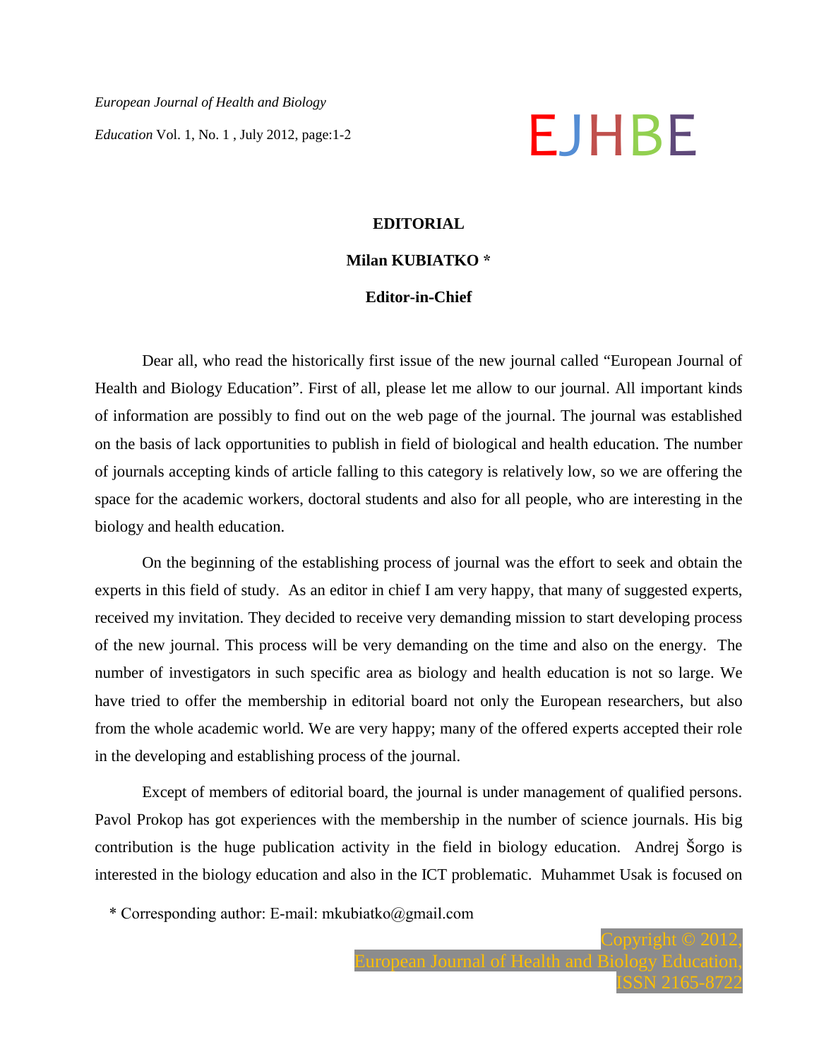# EDITORIAL

**Milan KUBIATKO ***

**Editor-in-Chief**

Dear all, who read the historically first issue of the new journal called "European Journal of Health and Biology Education". First of all, please let me allow to our journal. All important kinds of information are possibly to find out on the web page of the journal. The journal was established on the basis of lack opportunities to publish in field of biological and health education. The number of journals accepting kinds of article falling to this category is relatively low, so we are offering the space for the academic workers, doctoral students and also for all people, who are interesting in the biology and health education.

On the beginning of the establishing process of journal was the effort to seek and obtain the experts in this field of study. As an editor in chief I am very happy, that many of suggested experts, received my invitation. They decided to receive very demanding mission to start developing process of the new journal. This process will be very demanding on the time and also on the energy. The number of investigators in such specific area as biology and health education is not so large. We have tried to offer the membership in editorial board not only the European researchers, but also from the whole academic world. We are very happy; many of the offered experts accepted their role in the developing and establishing process of the journal.

Except of members of editorial board, the journal is under management of qualified persons. Pavol Prokop has got experiences with the membership in the number of science journals. His big contribution is the huge publication activity in the field in biology education. Andrej Šorgo is interested in the biology education and also in the ICT problematic. Muhammet Usak is focused on

* Corresponding author: E-mail: mkubiatko@gmail.com

Copyright © 2012,
European Journal of Health and Biology Education,
ISSN 2165-8722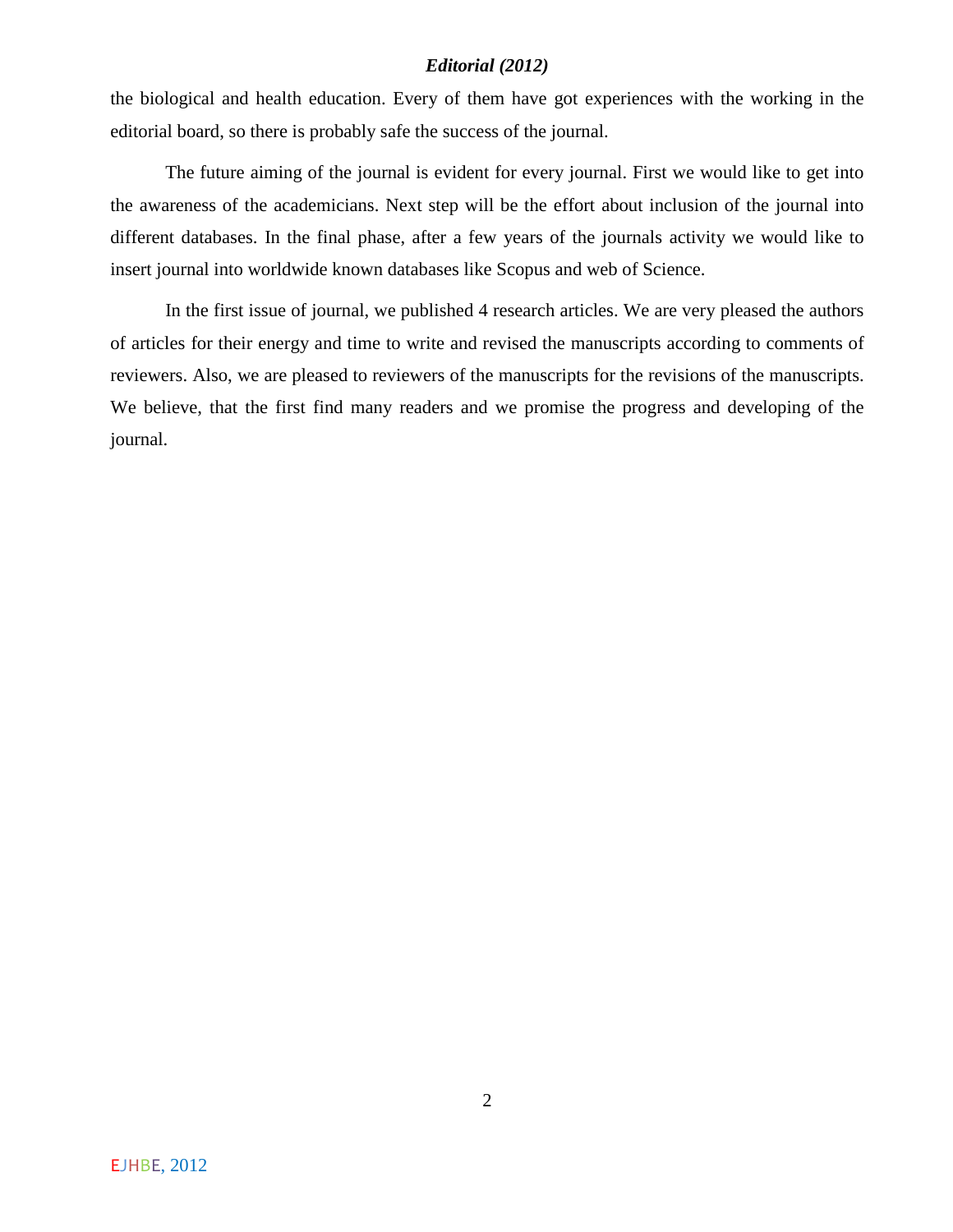the biological and health education. Every of them have got experiences with the working in the editorial board, so there is probably safe the success of the journal.

The future aiming of the journal is evident for every journal. First we would like to get into the awareness of the academicians. Next step will be the effort about inclusion of the journal into different databases. In the final phase, after a few years of the journals activity we would like to insert journal into worldwide known databases like Scopus and web of Science.

In the first issue of journal, we published 4 research articles. We are very pleased the authors of articles for their energy and time to write and revised the manuscripts according to comments of reviewers. Also, we are pleased to reviewers of the manuscripts for the revisions of the manuscripts. We believe, that the first find many readers and we promise the progress and developing of the journal.